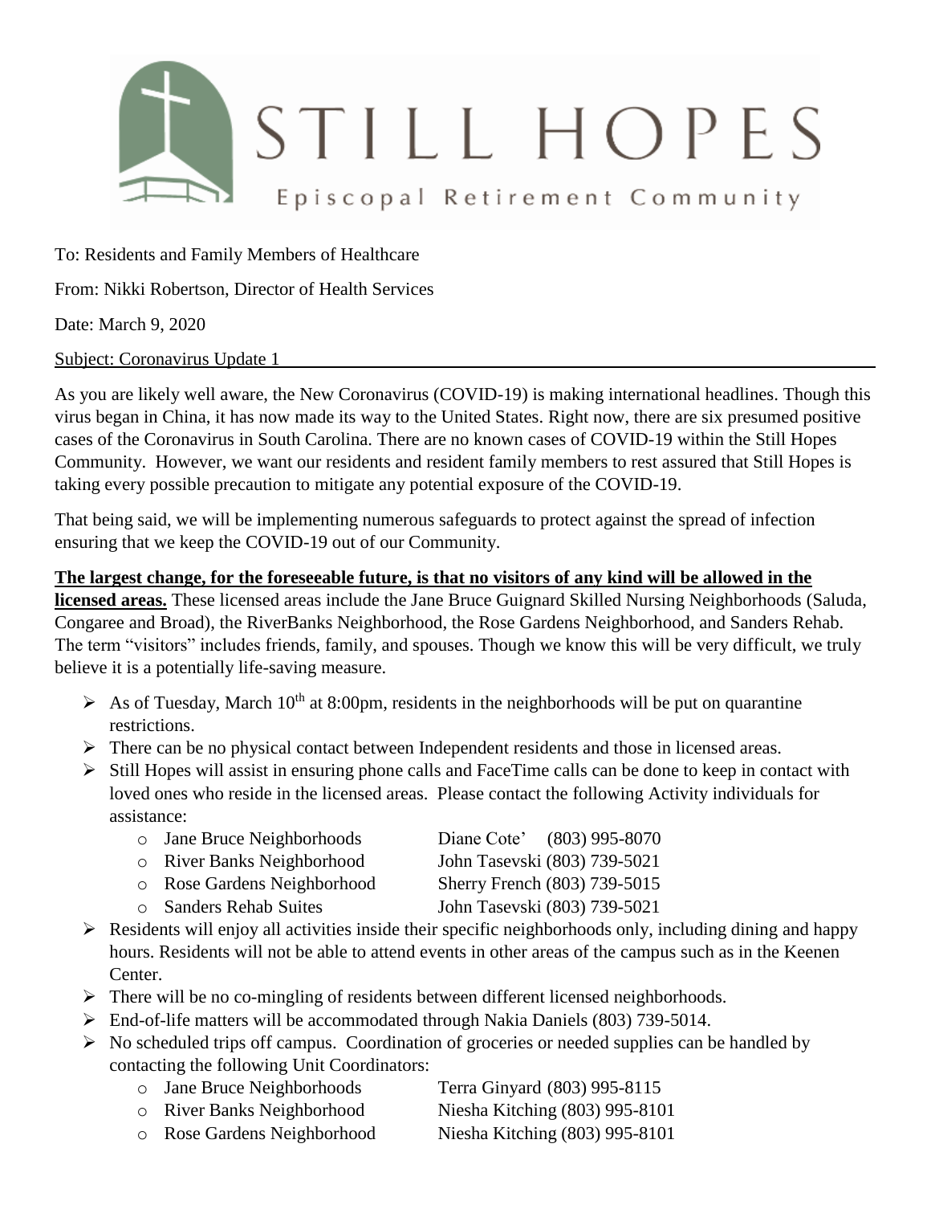# STILL HOPES

Episcopal Retirement Community

To: Residents and Family Members of Healthcare

From: Nikki Robertson, Director of Health Services

Date: March 9, 2020

Subject: Coronavirus Update 1

As you are likely well aware, the New Coronavirus (COVID-19) is making international headlines. Though this virus began in China, it has now made its way to the United States. Right now, there are six presumed positive cases of the Coronavirus in South Carolina. There are no known cases of COVID-19 within the Still Hopes Community. However, we want our residents and resident family members to rest assured that Still Hopes is taking every possible precaution to mitigate any potential exposure of the COVID-19.

That being said, we will be implementing numerous safeguards to protect against the spread of infection ensuring that we keep the COVID-19 out of our Community.

**The largest change, for the foreseeable future, is that no visitors of any kind will be allowed in the licensed areas.** These licensed areas include the Jane Bruce Guignard Skilled Nursing Neighborhoods (Saluda, Congaree and Broad), the RiverBanks Neighborhood, the Rose Gardens Neighborhood, and Sanders Rehab. The term "visitors" includes friends, family, and spouses. Though we know this will be very difficult, we truly believe it is a potentially life-saving measure.

- As of Tuesday, March 10th at 8:00pm, residents in the neighborhoods will be put on quarantine restrictions.
- There can be no physical contact between Independent residents and those in licensed areas.
- Still Hopes will assist in ensuring phone calls and FaceTime calls can be done to keep in contact with loved ones who reside in the licensed areas. Please contact the following Activity individuals for assistance:
  - Jane Bruce Neighborhoods — Diane Cote' (803) 995-8070
  - River Banks Neighborhood — John Tasevski (803) 739-5021
  - Rose Gardens Neighborhood — Sherry French (803) 739-5015
  - Sanders Rehab Suites — John Tasevski (803) 739-5021
- Residents will enjoy all activities inside their specific neighborhoods only, including dining and happy hours. Residents will not be able to attend events in other areas of the campus such as in the Keenen Center.
- There will be no co-mingling of residents between different licensed neighborhoods.
- End-of-life matters will be accommodated through Nakia Daniels (803) 739-5014.
- No scheduled trips off campus. Coordination of groceries or needed supplies can be handled by contacting the following Unit Coordinators:
  - Jane Bruce Neighborhoods — Terra Ginyard (803) 995-8115
  - River Banks Neighborhood — Niesha Kitching (803) 995-8101
  - Rose Gardens Neighborhood — Niesha Kitching (803) 995-8101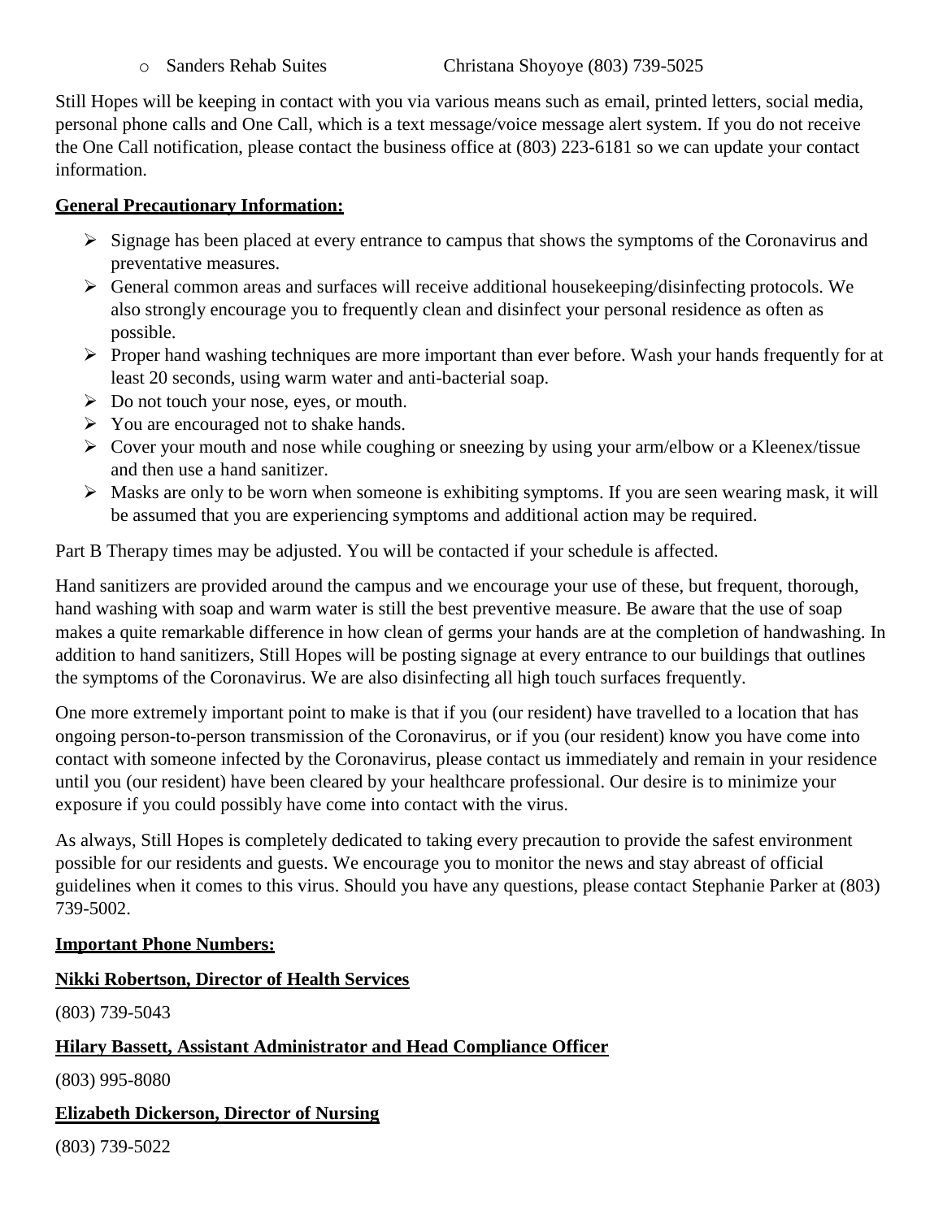- Sanders Rehab Suites Christana Shoyoye (803) 739-5025

Still Hopes will be keeping in contact with you via various means such as email, printed letters, social media, personal phone calls and One Call, which is a text message/voice message alert system. If you do not receive the One Call notification, please contact the business office at (803) 223-6181 so we can update your contact information.

**General Precautionary Information:**

- Signage has been placed at every entrance to campus that shows the symptoms of the Coronavirus and preventative measures.
- General common areas and surfaces will receive additional housekeeping/disinfecting protocols. We also strongly encourage you to frequently clean and disinfect your personal residence as often as possible.
- Proper hand washing techniques are more important than ever before. Wash your hands frequently for at least 20 seconds, using warm water and anti-bacterial soap.
- Do not touch your nose, eyes, or mouth.
- You are encouraged not to shake hands.
- Cover your mouth and nose while coughing or sneezing by using your arm/elbow or a Kleenex/tissue and then use a hand sanitizer.
- Masks are only to be worn when someone is exhibiting symptoms. If you are seen wearing mask, it will be assumed that you are experiencing symptoms and additional action may be required.

Part B Therapy times may be adjusted. You will be contacted if your schedule is affected.

Hand sanitizers are provided around the campus and we encourage your use of these, but frequent, thorough, hand washing with soap and warm water is still the best preventive measure. Be aware that the use of soap makes a quite remarkable difference in how clean of germs your hands are at the completion of handwashing. In addition to hand sanitizers, Still Hopes will be posting signage at every entrance to our buildings that outlines the symptoms of the Coronavirus. We are also disinfecting all high touch surfaces frequently.

One more extremely important point to make is that if you (our resident) have travelled to a location that has ongoing person-to-person transmission of the Coronavirus, or if you (our resident) know you have come into contact with someone infected by the Coronavirus, please contact us immediately and remain in your residence until you (our resident) have been cleared by your healthcare professional. Our desire is to minimize your exposure if you could possibly have come into contact with the virus.

As always, Still Hopes is completely dedicated to taking every precaution to provide the safest environment possible for our residents and guests. We encourage you to monitor the news and stay abreast of official guidelines when it comes to this virus. Should you have any questions, please contact Stephanie Parker at (803) 739-5002.

**Important Phone Numbers:**

**Nikki Robertson, Director of Health Services**

(803) 739-5043

**Hilary Bassett, Assistant Administrator and Head Compliance Officer**

(803) 995-8080

**Elizabeth Dickerson, Director of Nursing**

(803) 739-5022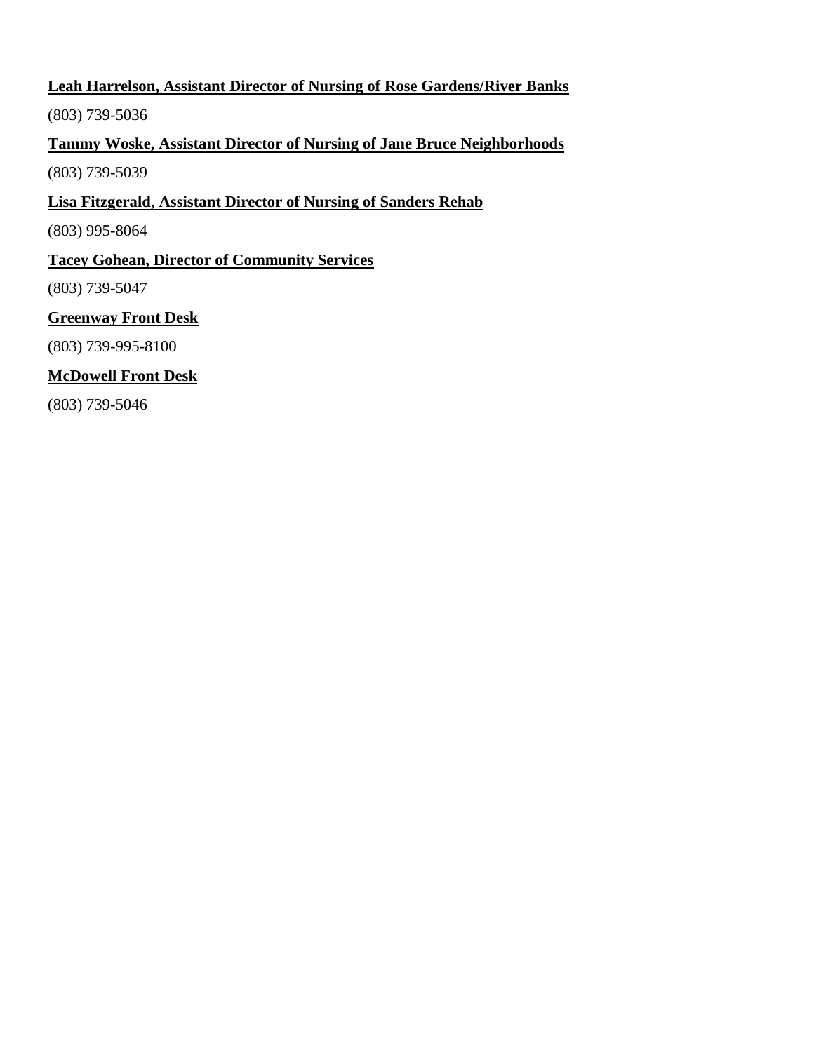**Leah Harrelson, Assistant Director of Nursing of Rose Gardens/River Banks**

(803) 739-5036

**Tammy Woske, Assistant Director of Nursing of Jane Bruce Neighborhoods**

(803) 739-5039

**Lisa Fitzgerald, Assistant Director of Nursing of Sanders Rehab**

(803) 995-8064

**Tacey Gohean, Director of Community Services**

(803) 739-5047

**Greenway Front Desk**

(803) 739-995-8100

**McDowell Front Desk**

(803) 739-5046